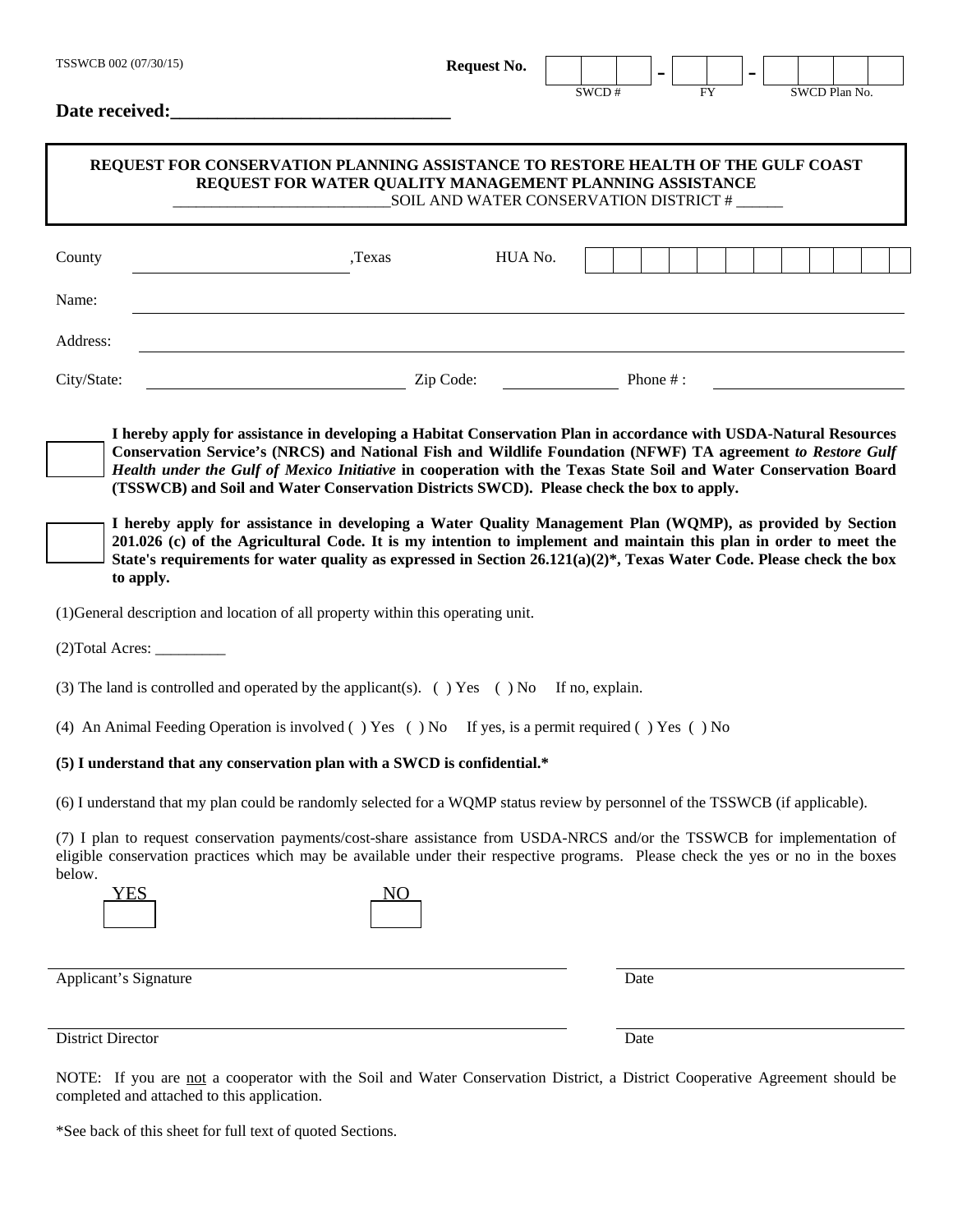TSSWCB 002 (07/30/15)

**Request No.** ___ ___ ___ - ___ ___ - ___ ___ ___ ___
SWCD # FY SWCD Plan No.

**Date received:\_\_\_\_\_\_\_\_\_\_\_\_\_\_\_\_\_\_\_\_\_\_\_\_\_\_\_\_\_\_**

**REQUEST FOR CONSERVATION PLANNING ASSISTANCE TO RESTORE HEALTH OF THE GULF COAST**
**REQUEST FOR WATER QUALITY MANAGEMENT PLANNING ASSISTANCE**
\_\_\_\_\_\_\_\_\_\_\_\_\_\_\_\_\_\_\_\_\_\_\_\_\_\_\_\_SOIL AND WATER CONSERVATION DISTRICT # \_\_\_\_\_\_

County \_\_\_\_\_\_\_\_\_\_\_\_\_\_\_\_\_\_\_\_\_\_\_\_\_\_ ,Texas HUA No. ___ ___ ___ ___ ___ ___ ___ ___ ___ ___ ___ ___

Name: \_\_\_\_\_\_\_\_\_\_\_\_\_\_\_\_\_\_\_\_\_\_\_\_\_\_\_\_\_\_\_\_\_\_\_\_\_\_\_\_\_\_\_\_\_\_\_\_\_\_\_\_\_\_\_\_\_\_\_\_\_\_\_\_\_\_\_\_\_\_

Address: \_\_\_\_\_\_\_\_\_\_\_\_\_\_\_\_\_\_\_\_\_\_\_\_\_\_\_\_\_\_\_\_\_\_\_\_\_\_\_\_\_\_\_\_\_\_\_\_\_\_\_\_\_\_\_\_\_\_\_\_\_\_\_\_\_\_\_\_\_\_

City/State: \_\_\_\_\_\_\_\_\_\_\_\_\_\_\_\_\_\_\_\_\_\_\_\_\_\_\_\_\_\_\_\_ Zip Code: \_\_\_\_\_\_\_\_\_\_\_\_\_\_\_ Phone # : \_\_\_\_\_\_\_\_\_\_\_\_\_\_\_\_\_\_\_\_\_\_\_\_\_

☐ **I hereby apply for assistance in developing a Habitat Conservation Plan in accordance with USDA-Natural Resources Conservation Service's (NRCS) and National Fish and Wildlife Foundation (NFWF) TA agreement *to Restore Gulf Health under the Gulf of Mexico Initiative* in cooperation with the Texas State Soil and Water Conservation Board (TSSWCB) and Soil and Water Conservation Districts SWCD). Please check the box to apply.**

☐ **I hereby apply for assistance in developing a Water Quality Management Plan (WQMP), as provided by Section 201.026 (c) of the Agricultural Code. It is my intention to implement and maintain this plan in order to meet the State's requirements for water quality as expressed in Section 26.121(a)(2)\*, Texas Water Code. Please check the box to apply.**

(1)General description and location of all property within this operating unit.

(2)Total Acres: \_\_\_\_\_\_\_\_\_

(3) The land is controlled and operated by the applicant(s). ( ) Yes ( ) No If no, explain.

(4) An Animal Feeding Operation is involved ( ) Yes ( ) No If yes, is a permit required ( ) Yes ( ) No

**(5) I understand that any conservation plan with a SWCD is confidential.\***

(6) I understand that my plan could be randomly selected for a WQMP status review by personnel of the TSSWCB (if applicable).

(7) I plan to request conservation payments/cost-share assistance from USDA-NRCS and/or the TSSWCB for implementation of eligible conservation practices which may be available under their respective programs. Please check the yes or no in the boxes below.

YES ☐ NO ☐

\_\_\_\_\_\_\_\_\_\_\_\_\_\_\_\_\_\_\_\_\_\_\_\_\_\_\_\_\_\_\_\_\_\_\_\_\_\_\_\_\_\_\_\_\_\_ \_\_\_\_\_\_\_\_\_\_\_\_\_\_\_\_\_\_\_\_\_\_\_\_\_\_
Applicant's Signature Date

\_\_\_\_\_\_\_\_\_\_\_\_\_\_\_\_\_\_\_\_\_\_\_\_\_\_\_\_\_\_\_\_\_\_\_\_\_\_\_\_\_\_\_\_\_\_ \_\_\_\_\_\_\_\_\_\_\_\_\_\_\_\_\_\_\_\_\_\_\_\_\_\_
District Director Date

NOTE: If you are not a cooperator with the Soil and Water Conservation District, a District Cooperative Agreement should be completed and attached to this application.

\*See back of this sheet for full text of quoted Sections.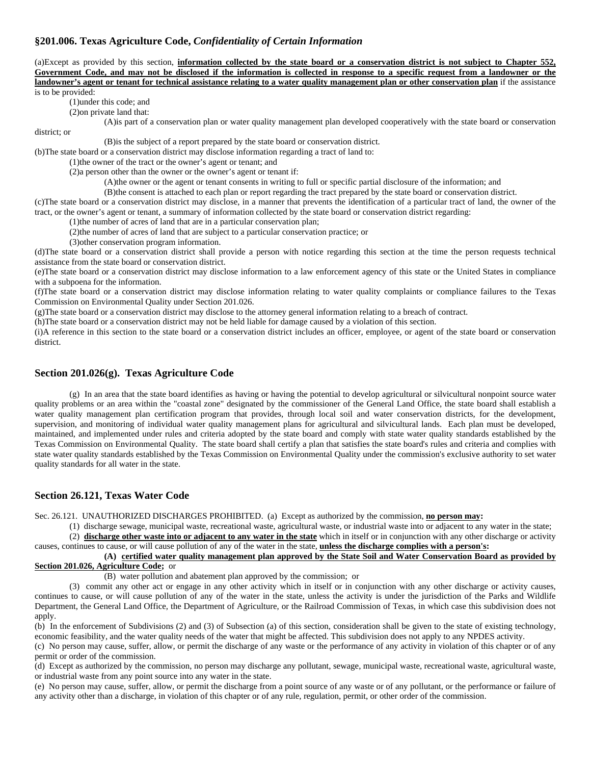## §201.006. Texas Agriculture Code, *Confidentiality of Certain Information*

(a)Except as provided by this section, **information collected by the state board or a conservation district is not subject to Chapter 552, Government Code, and may not be disclosed if the information is collected in response to a specific request from a landowner or the landowner's agent or tenant for technical assistance relating to a water quality management plan or other conservation plan** if the assistance is to be provided:

(1)under this code; and

(2)on private land that:

(A)is part of a conservation plan or water quality management plan developed cooperatively with the state board or conservation district; or

(B)is the subject of a report prepared by the state board or conservation district.

(b)The state board or a conservation district may disclose information regarding a tract of land to:

(1)the owner of the tract or the owner's agent or tenant; and

(2)a person other than the owner or the owner's agent or tenant if:

(A)the owner or the agent or tenant consents in writing to full or specific partial disclosure of the information; and

(B)the consent is attached to each plan or report regarding the tract prepared by the state board or conservation district.

(c)The state board or a conservation district may disclose, in a manner that prevents the identification of a particular tract of land, the owner of the tract, or the owner's agent or tenant, a summary of information collected by the state board or conservation district regarding:

(1)the number of acres of land that are in a particular conservation plan;

(2)the number of acres of land that are subject to a particular conservation practice; or

(3)other conservation program information.

(d)The state board or a conservation district shall provide a person with notice regarding this section at the time the person requests technical assistance from the state board or conservation district.

(e)The state board or a conservation district may disclose information to a law enforcement agency of this state or the United States in compliance with a subpoena for the information.

(f)The state board or a conservation district may disclose information relating to water quality complaints or compliance failures to the Texas Commission on Environmental Quality under Section 201.026.

(g)The state board or a conservation district may disclose to the attorney general information relating to a breach of contract.

(h)The state board or a conservation district may not be held liable for damage caused by a violation of this section.

(i)A reference in this section to the state board or a conservation district includes an officer, employee, or agent of the state board or conservation district.

## Section 201.026(g). Texas Agriculture Code

(g) In an area that the state board identifies as having or having the potential to develop agricultural or silvicultural nonpoint source water quality problems or an area within the "coastal zone" designated by the commissioner of the General Land Office, the state board shall establish a water quality management plan certification program that provides, through local soil and water conservation districts, for the development, supervision, and monitoring of individual water quality management plans for agricultural and silvicultural lands. Each plan must be developed, maintained, and implemented under rules and criteria adopted by the state board and comply with state water quality standards established by the Texas Commission on Environmental Quality. The state board shall certify a plan that satisfies the state board's rules and criteria and complies with state water quality standards established by the Texas Commission on Environmental Quality under the commission's exclusive authority to set water quality standards for all water in the state.

## Section 26.121, Texas Water Code

Sec. 26.121. UNAUTHORIZED DISCHARGES PROHIBITED. (a) Except as authorized by the commission, **no person may:**

(1) discharge sewage, municipal waste, recreational waste, agricultural waste, or industrial waste into or adjacent to any water in the state;

(2) **discharge other waste into or adjacent to any water in the state** which in itself or in conjunction with any other discharge or activity causes, continues to cause, or will cause pollution of any of the water in the state, **unless the discharge complies with a person's:**

**(A) certified water quality management plan approved by the State Soil and Water Conservation Board as provided by Section 201.026, Agriculture Code;** or

(B) water pollution and abatement plan approved by the commission; or

(3) commit any other act or engage in any other activity which in itself or in conjunction with any other discharge or activity causes, continues to cause, or will cause pollution of any of the water in the state, unless the activity is under the jurisdiction of the Parks and Wildlife Department, the General Land Office, the Department of Agriculture, or the Railroad Commission of Texas, in which case this subdivision does not apply.

(b) In the enforcement of Subdivisions (2) and (3) of Subsection (a) of this section, consideration shall be given to the state of existing technology, economic feasibility, and the water quality needs of the water that might be affected. This subdivision does not apply to any NPDES activity.

(c) No person may cause, suffer, allow, or permit the discharge of any waste or the performance of any activity in violation of this chapter or of any permit or order of the commission.

(d) Except as authorized by the commission, no person may discharge any pollutant, sewage, municipal waste, recreational waste, agricultural waste, or industrial waste from any point source into any water in the state.

(e) No person may cause, suffer, allow, or permit the discharge from a point source of any waste or of any pollutant, or the performance or failure of any activity other than a discharge, in violation of this chapter or of any rule, regulation, permit, or other order of the commission.